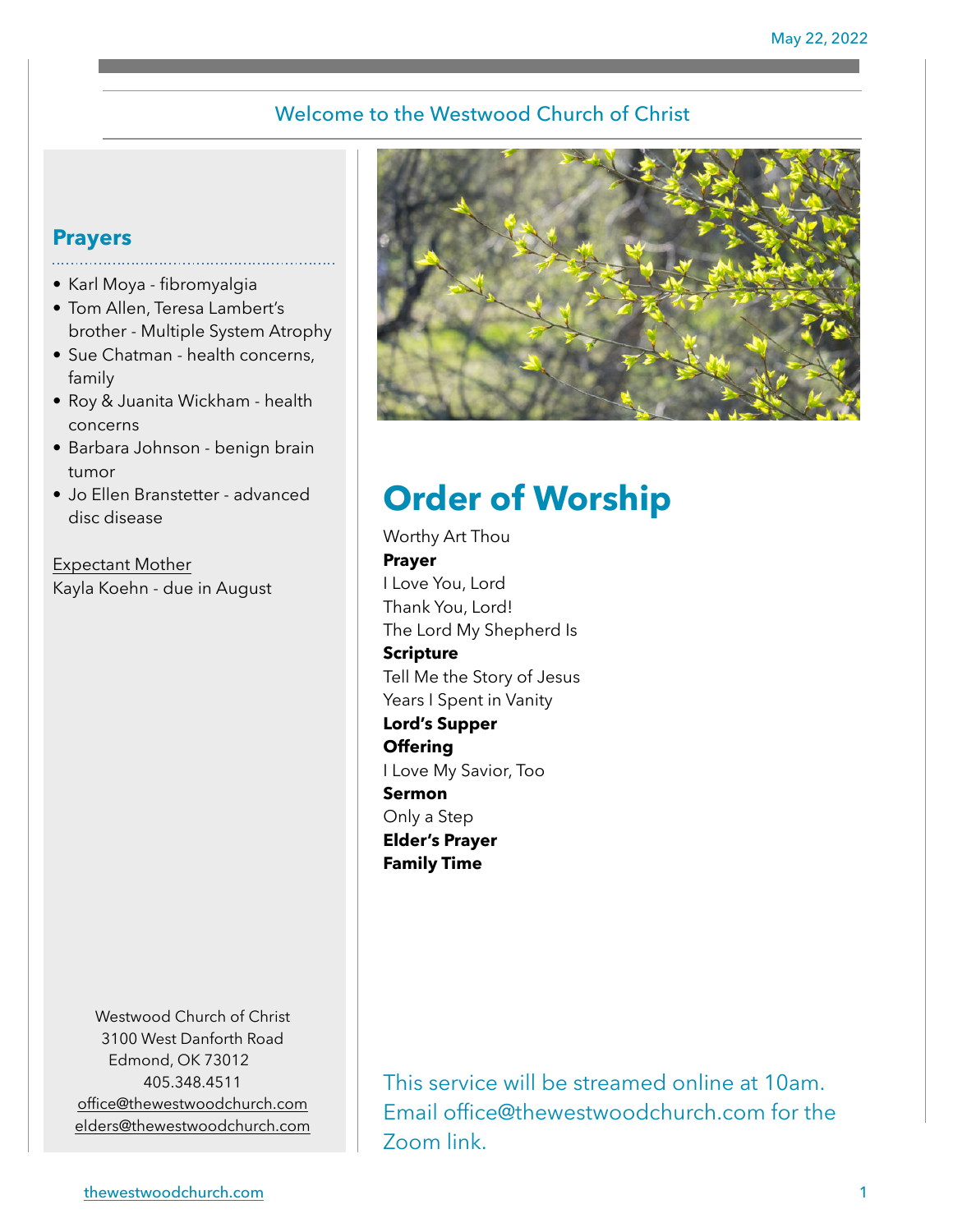May 22, 2022

## Welcome to the Westwood Church of Christ

### Prayers

- Karl Moya - fibromyalgia
- Tom Allen, Teresa Lambert's brother - Multiple System Atrophy
- Sue Chatman - health concerns, family
- Roy & Juanita Wickham - health concerns
- Barbara Johnson - benign brain tumor
- Jo Ellen Branstetter - advanced disc disease

Expectant Mother
Kayla Koehn - due in August

Westwood Church of Christ
3100 West Danforth Road
Edmond, OK 73012
405.348.4511
office@thewestwoodchurch.com
elders@thewestwoodchurch.com

# Order of Worship

Worthy Art Thou
**Prayer**
I Love You, Lord
Thank You, Lord!
The Lord My Shepherd Is
**Scripture**
Tell Me the Story of Jesus
Years I Spent in Vanity
**Lord's Supper**
**Offering**
I Love My Savior, Too
**Sermon**
Only a Step
**Elder's Prayer**
**Family Time**

This service will be streamed online at 10am. Email office@thewestwoodchurch.com for the Zoom link.

thewestwoodchurch.com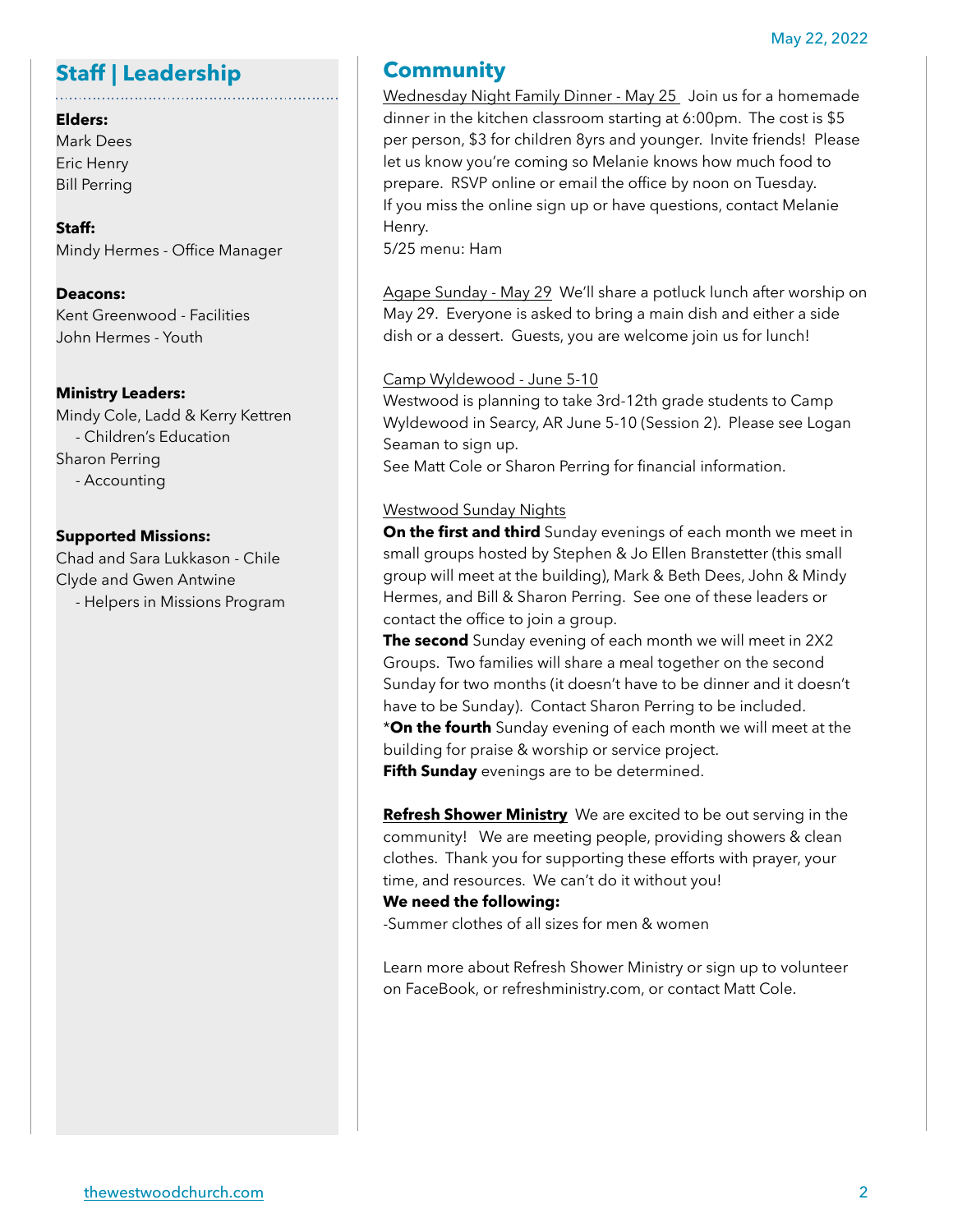## Staff | Leadership

**Elders:**
Mark Dees
Eric Henry
Bill Perring

**Staff:**
Mindy Hermes - Office Manager

**Deacons:**
Kent Greenwood - Facilities
John Hermes - Youth

**Ministry Leaders:**
Mindy Cole, Ladd & Kerry Kettren
- Children's Education

Sharon Perring
- Accounting

**Supported Missions:**
Chad and Sara Lukkason - Chile
Clyde and Gwen Antwine
- Helpers in Missions Program

## Community

Wednesday Night Family Dinner - May 25 Join us for a homemade dinner in the kitchen classroom starting at 6:00pm. The cost is $5 per person, $3 for children 8yrs and younger. Invite friends! Please let us know you're coming so Melanie knows how much food to prepare. RSVP online or email the office by noon on Tuesday.
If you miss the online sign up or have questions, contact Melanie Henry.
5/25 menu: Ham

Agape Sunday - May 29 We'll share a potluck lunch after worship on May 29. Everyone is asked to bring a main dish and either a side dish or a dessert. Guests, you are welcome join us for lunch!

Camp Wyldewood - June 5-10
Westwood is planning to take 3rd-12th grade students to Camp Wyldewood in Searcy, AR June 5-10 (Session 2). Please see Logan Seaman to sign up.
See Matt Cole or Sharon Perring for financial information.

Westwood Sunday Nights
**On the first and third** Sunday evenings of each month we meet in small groups hosted by Stephen & Jo Ellen Branstetter (this small group will meet at the building), Mark & Beth Dees, John & Mindy Hermes, and Bill & Sharon Perring. See one of these leaders or contact the office to join a group.
**The second** Sunday evening of each month we will meet in 2X2 Groups. Two families will share a meal together on the second Sunday for two months (it doesn't have to be dinner and it doesn't have to be Sunday). Contact Sharon Perring to be included.
\***On the fourth** Sunday evening of each month we will meet at the building for praise & worship or service project.
**Fifth Sunday** evenings are to be determined.

**Refresh Shower Ministry** We are excited to be out serving in the community! We are meeting people, providing showers & clean clothes. Thank you for supporting these efforts with prayer, your time, and resources. We can't do it without you!
**We need the following:**
-Summer clothes of all sizes for men & women

Learn more about Refresh Shower Ministry or sign up to volunteer on FaceBook, or refreshministry.com, or contact Matt Cole.